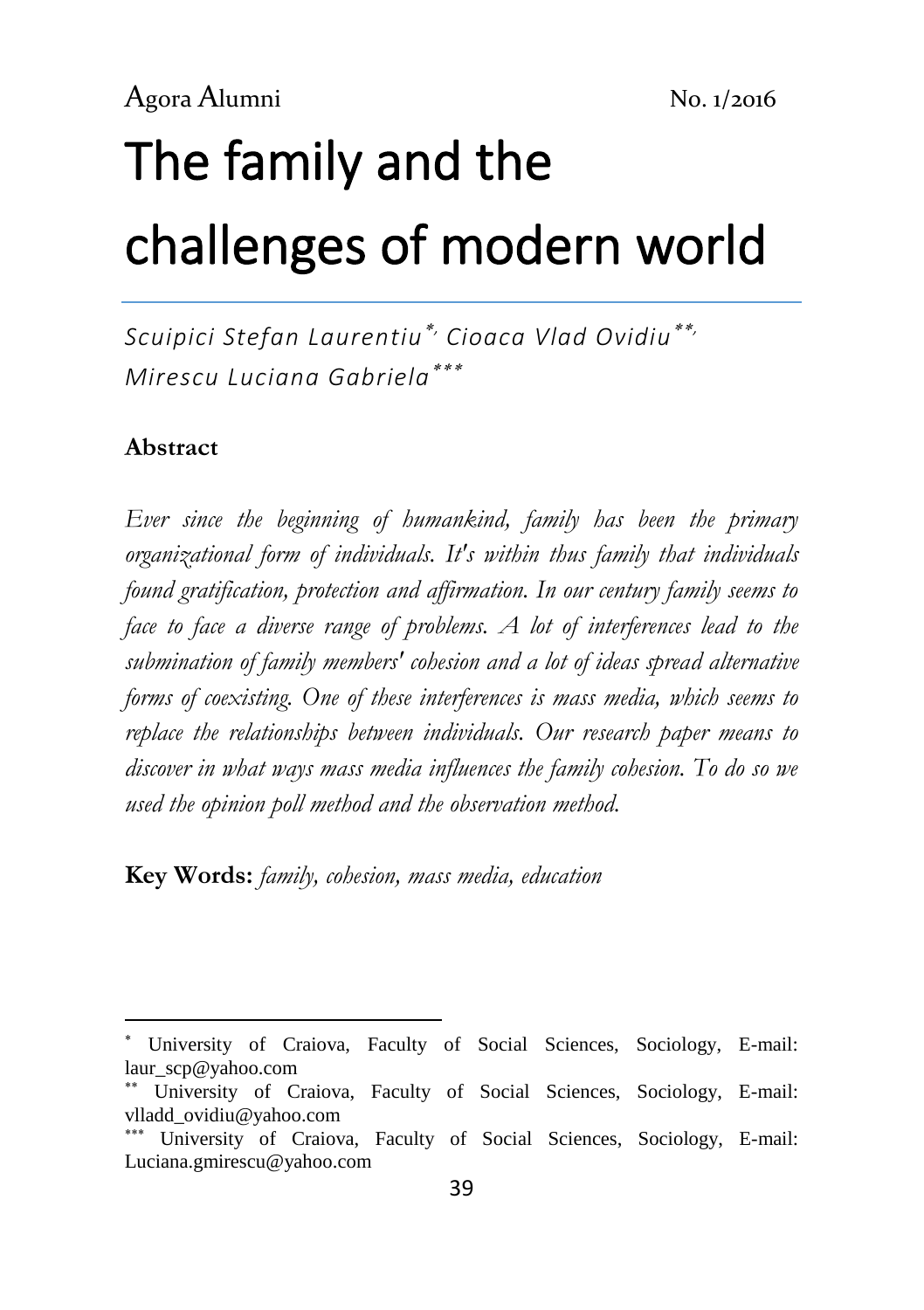# The family and the challenges of modern world

*Scuipici Stefan Laurentiu[*], Cioaca Vlad Ovidiu[**], Mirescu Luciana Gabriela[***]*

## Abstract

*Ever since the beginning of humankind, family has been the primary organizational form of individuals. It's within thus family that individuals found gratification, protection and affirmation. In our century family seems to face to face a diverse range of problems. A lot of interferences lead to the submination of family members' cohesion and a lot of ideas spread alternative forms of coexisting. One of these interferences is mass media, which seems to replace the relationships between individuals. Our research paper means to discover in what ways mass media influences the family cohesion. To do so we used the opinion poll method and the observation method.*

**Key Words:** *family, cohesion, mass media, education*

---

[*] University of Craiova, Faculty of Social Sciences, Sociology, E-mail: laur_scp@yahoo.com

[**] University of Craiova, Faculty of Social Sciences, Sociology, E-mail: vlladd_ovidiu@yahoo.com

[***] University of Craiova, Faculty of Social Sciences, Sociology, E-mail: Luciana.gmirescu@yahoo.com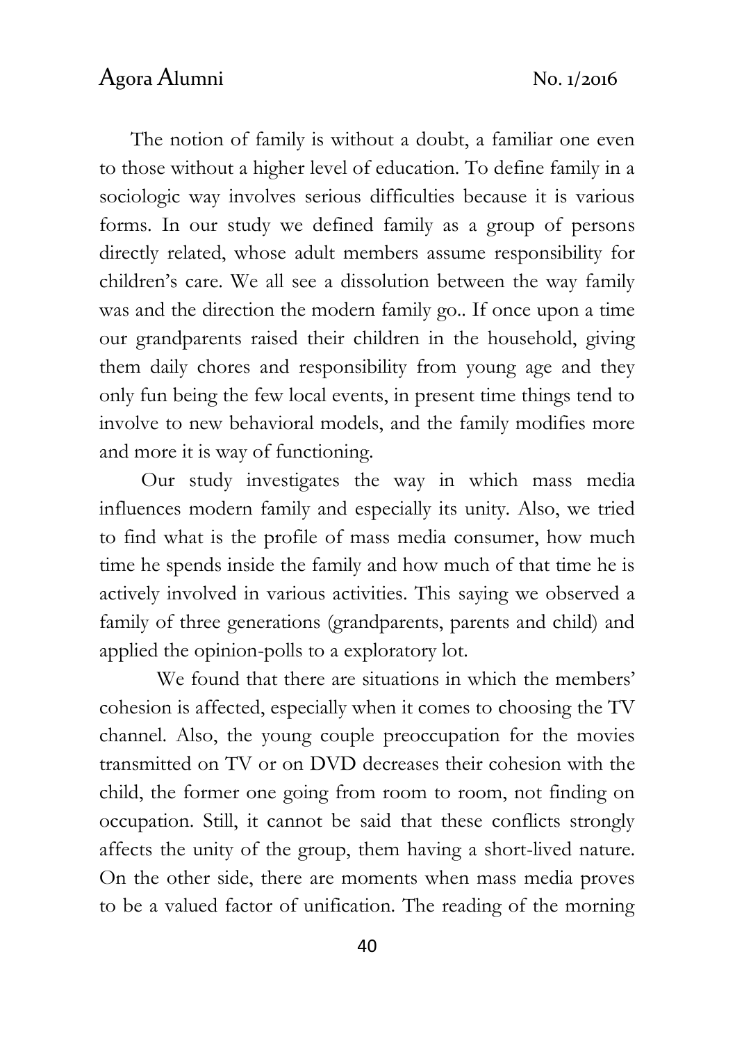The notion of family is without a doubt, a familiar one even to those without a higher level of education. To define family in a sociologic way involves serious difficulties because it is various forms. In our study we defined family as a group of persons directly related, whose adult members assume responsibility for children's care. We all see a dissolution between the way family was and the direction the modern family go.. If once upon a time our grandparents raised their children in the household, giving them daily chores and responsibility from young age and they only fun being the few local events, in present time things tend to involve to new behavioral models, and the family modifies more and more it is way of functioning.

Our study investigates the way in which mass media influences modern family and especially its unity. Also, we tried to find what is the profile of mass media consumer, how much time he spends inside the family and how much of that time he is actively involved in various activities. This saying we observed a family of three generations (grandparents, parents and child) and applied the opinion-polls to a exploratory lot.

We found that there are situations in which the members' cohesion is affected, especially when it comes to choosing the TV channel. Also, the young couple preoccupation for the movies transmitted on TV or on DVD decreases their cohesion with the child, the former one going from room to room, not finding on occupation. Still, it cannot be said that these conflicts strongly affects the unity of the group, them having a short-lived nature. On the other side, there are moments when mass media proves to be a valued factor of unification. The reading of the morning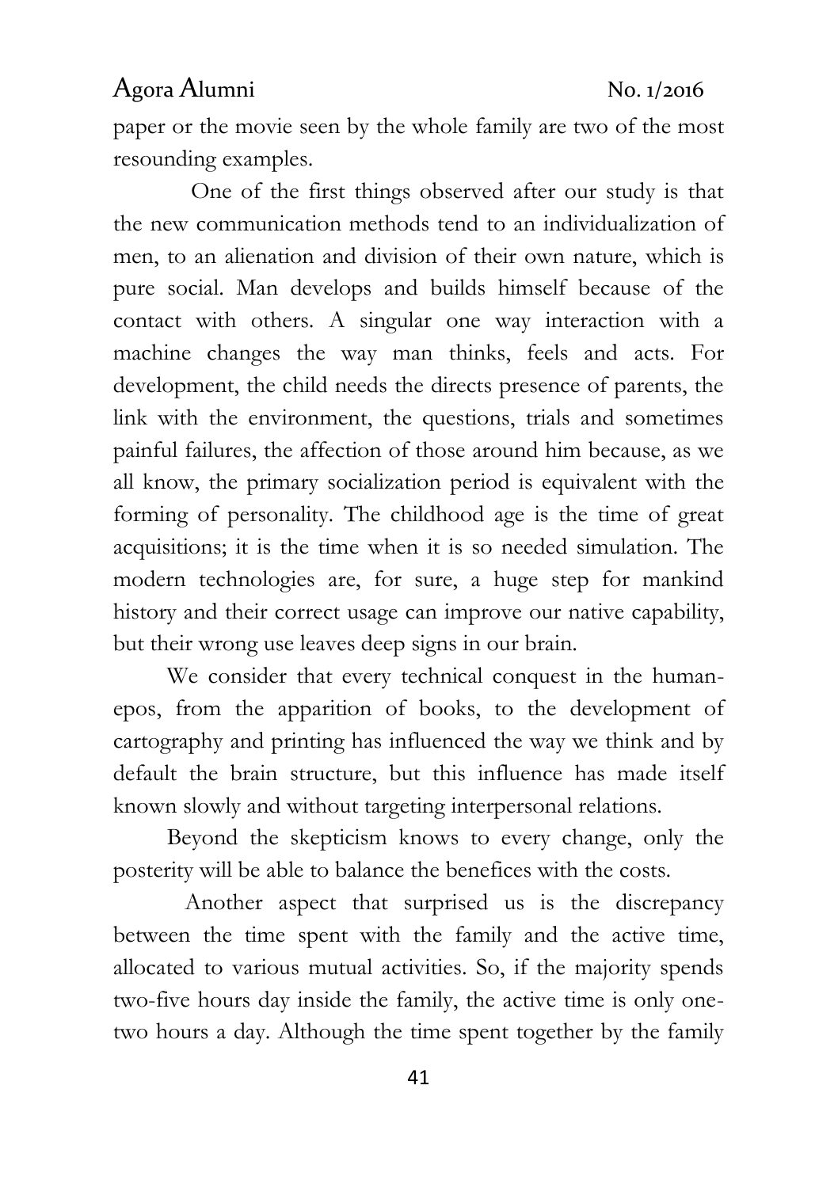paper or the movie seen by the whole family are two of the most resounding examples.

One of the first things observed after our study is that the new communication methods tend to an individualization of men, to an alienation and division of their own nature, which is pure social. Man develops and builds himself because of the contact with others. A singular one way interaction with a machine changes the way man thinks, feels and acts. For development, the child needs the directs presence of parents, the link with the environment, the questions, trials and sometimes painful failures, the affection of those around him because, as we all know, the primary socialization period is equivalent with the forming of personality. The childhood age is the time of great acquisitions; it is the time when it is so needed simulation. The modern technologies are, for sure, a huge step for mankind history and their correct usage can improve our native capability, but their wrong use leaves deep signs in our brain.

We consider that every technical conquest in the human-epos, from the apparition of books, to the development of cartography and printing has influenced the way we think and by default the brain structure, but this influence has made itself known slowly and without targeting interpersonal relations.

Beyond the skepticism knows to every change, only the posterity will be able to balance the benefices with the costs.

Another aspect that surprised us is the discrepancy between the time spent with the family and the active time, allocated to various mutual activities. So, if the majority spends two-five hours day inside the family, the active time is only one-two hours a day. Although the time spent together by the family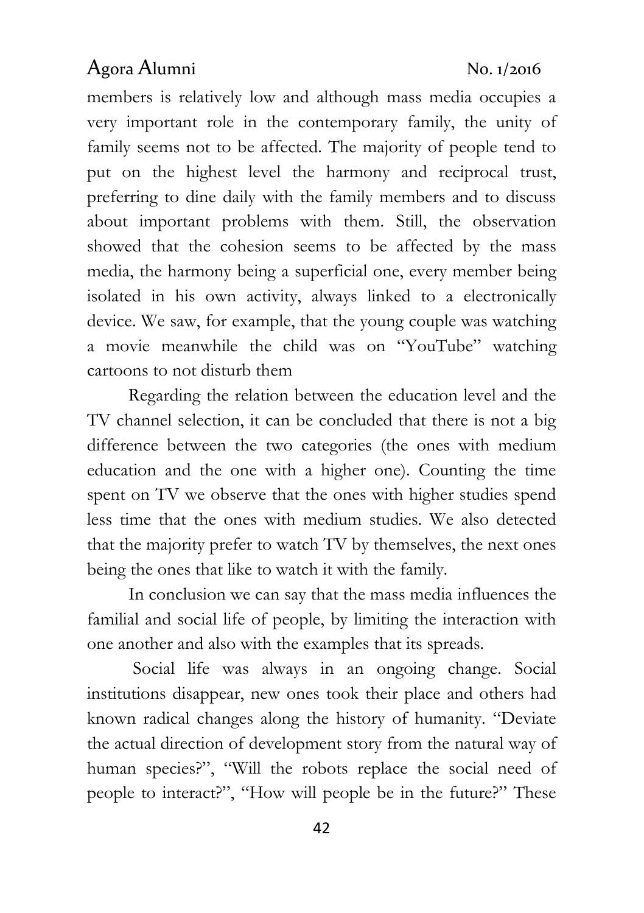members is relatively low and although mass media occupies a very important role in the contemporary family, the unity of family seems not to be affected. The majority of people tend to put on the highest level the harmony and reciprocal trust, preferring to dine daily with the family members and to discuss about important problems with them. Still, the observation showed that the cohesion seems to be affected by the mass media, the harmony being a superficial one, every member being isolated in his own activity, always linked to a electronically device. We saw, for example, that the young couple was watching a movie meanwhile the child was on "YouTube" watching cartoons to not disturb them

Regarding the relation between the education level and the TV channel selection, it can be concluded that there is not a big difference between the two categories (the ones with medium education and the one with a higher one). Counting the time spent on TV we observe that the ones with higher studies spend less time that the ones with medium studies. We also detected that the majority prefer to watch TV by themselves, the next ones being the ones that like to watch it with the family.

In conclusion we can say that the mass media influences the familial and social life of people, by limiting the interaction with one another and also with the examples that its spreads.

Social life was always in an ongoing change. Social institutions disappear, new ones took their place and others had known radical changes along the history of humanity. "Deviate the actual direction of development story from the natural way of human species?", "Will the robots replace the social need of people to interact?", "How will people be in the future?" These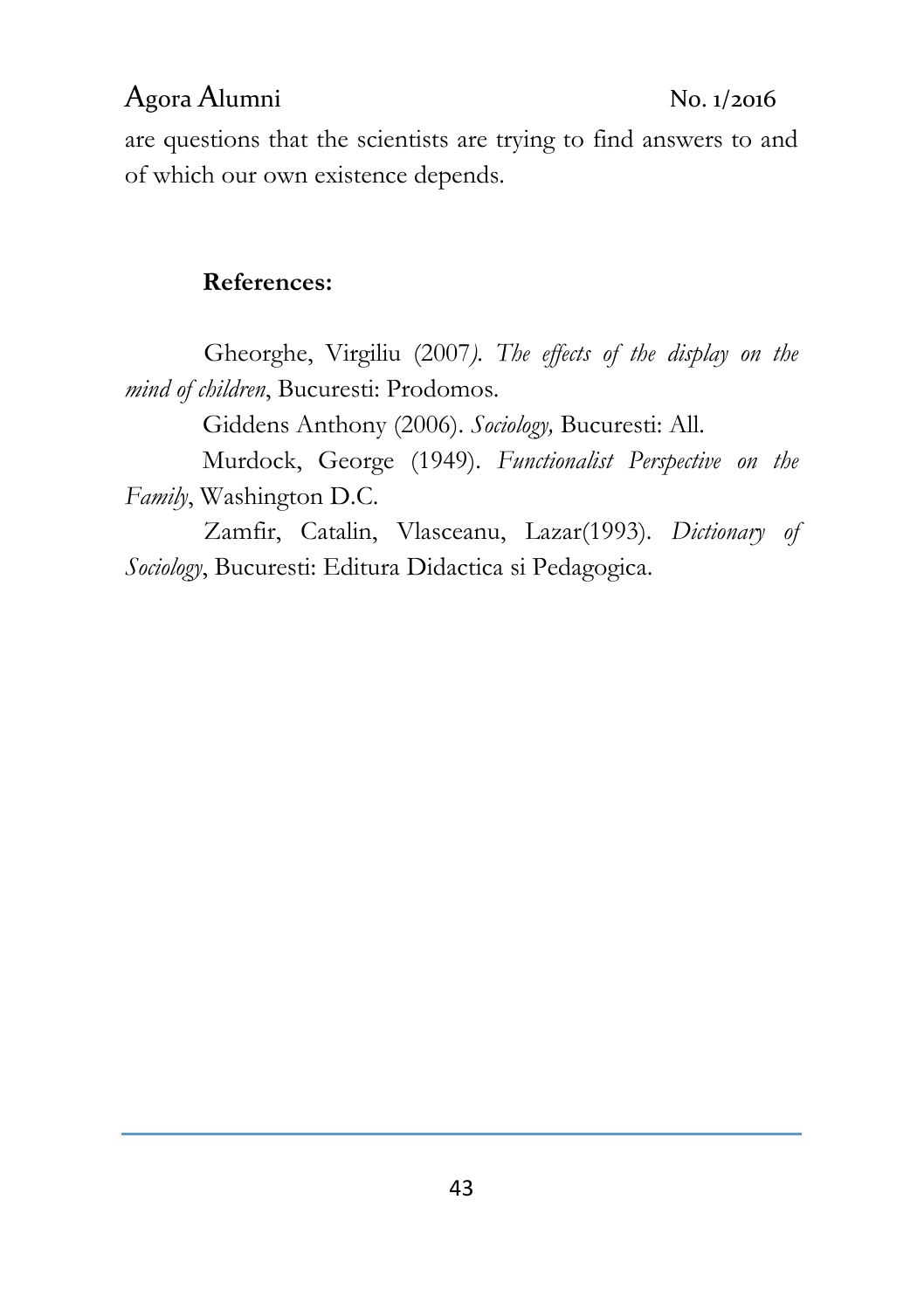are questions that the scientists are trying to find answers to and of which our own existence depends.

**References:**

Gheorghe, Virgiliu (2007). *The effects of the display on the mind of children*, Bucuresti: Prodomos.

Giddens Anthony (2006). *Sociology,* Bucuresti: All.

Murdock, George (1949). *Functionalist Perspective on the Family*, Washington D.C.

Zamfir, Catalin, Vlasceanu, Lazar(1993). *Dictionary of Sociology*, Bucuresti: Editura Didactica si Pedagogica.